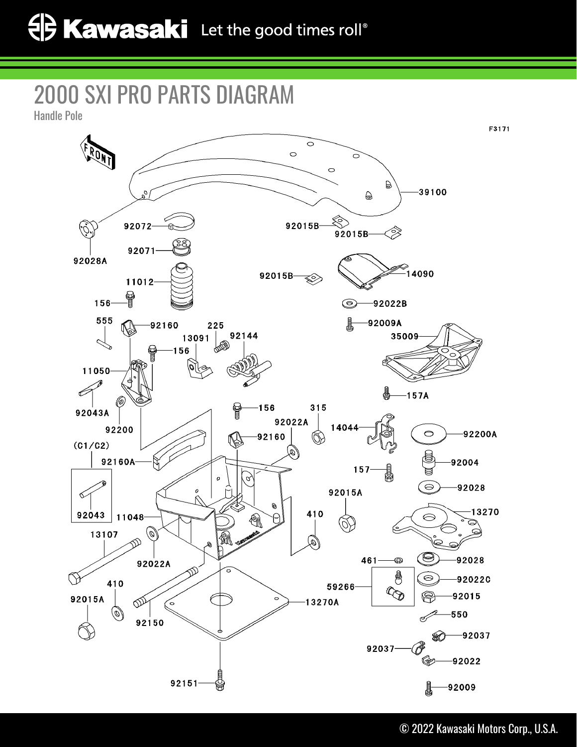# 2000 SXI PRO PARTS DIAGRAM

Handle Pole

F3171

FRONT

39100

92072

92015B

92015B

92028A

92071

14090

92015B

11012

156

92022B

555

92160

225

92009A

13091

92144

35009

156

11050

157A

92043A

156

315

92200

92022A

14044

92200A

92160

(C1/C2)

92004

157

92160A

92028

92015A

92043

11048

410

13270

13107

461

92028

92022A

59266

92022C

410

92015

92015A

13270A

92150

550

92037

92037

92022

92151

92009

© 2022 Kawasaki Motors Corp., U.S.A.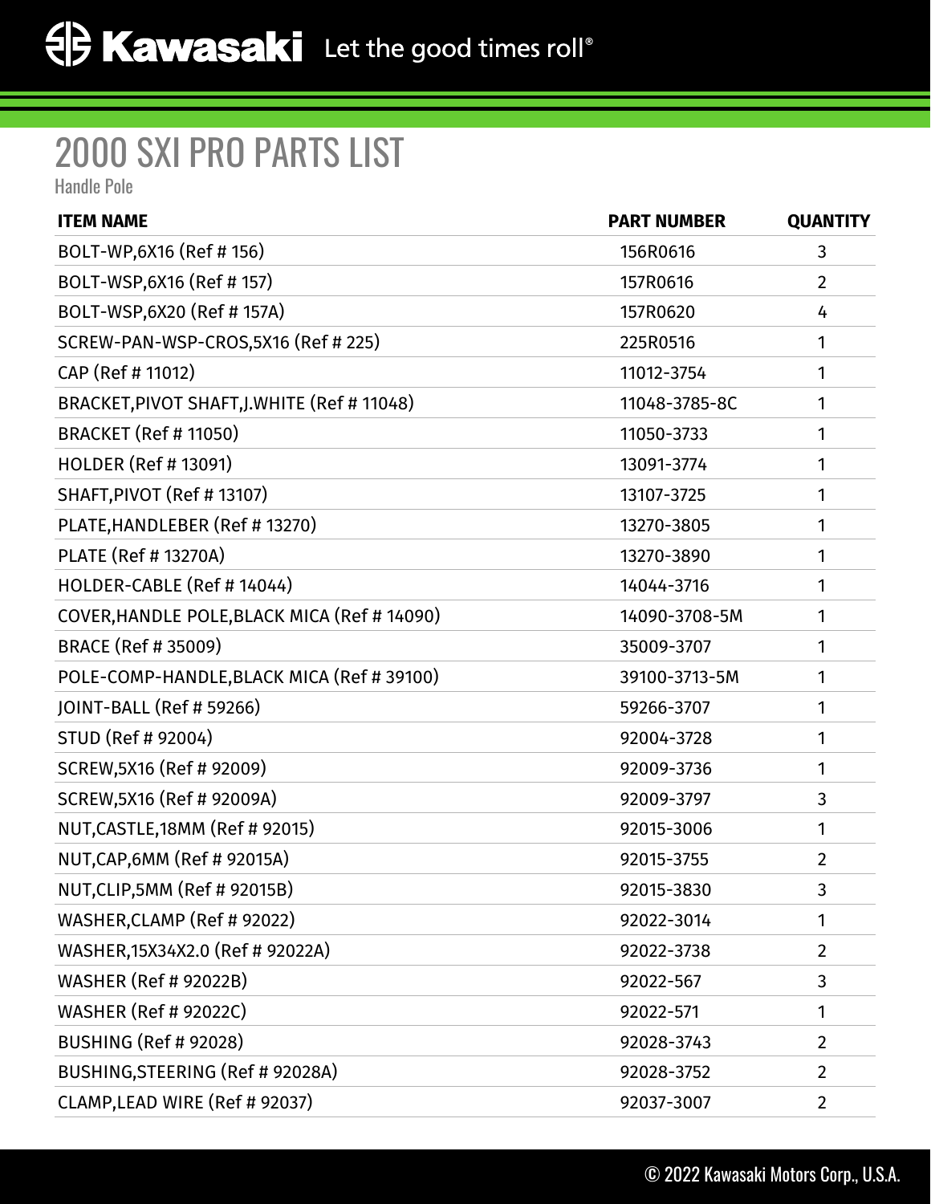# 2000 SXI PRO PARTS LIST

Handle Pole

| ITEM NAME | PART NUMBER | QUANTITY |
|---|---|---|
| BOLT-WP,6X16 (Ref # 156) | 156R0616 | 3 |
| BOLT-WSP,6X16 (Ref # 157) | 157R0616 | 2 |
| BOLT-WSP,6X20 (Ref # 157A) | 157R0620 | 4 |
| SCREW-PAN-WSP-CROS,5X16 (Ref # 225) | 225R0516 | 1 |
| CAP (Ref # 11012) | 11012-3754 | 1 |
| BRACKET,PIVOT SHAFT,J.WHITE (Ref # 11048) | 11048-3785-8C | 1 |
| BRACKET (Ref # 11050) | 11050-3733 | 1 |
| HOLDER (Ref # 13091) | 13091-3774 | 1 |
| SHAFT,PIVOT (Ref # 13107) | 13107-3725 | 1 |
| PLATE,HANDLEBER (Ref # 13270) | 13270-3805 | 1 |
| PLATE (Ref # 13270A) | 13270-3890 | 1 |
| HOLDER-CABLE (Ref # 14044) | 14044-3716 | 1 |
| COVER,HANDLE POLE,BLACK MICA (Ref # 14090) | 14090-3708-5M | 1 |
| BRACE (Ref # 35009) | 35009-3707 | 1 |
| POLE-COMP-HANDLE,BLACK MICA (Ref # 39100) | 39100-3713-5M | 1 |
| JOINT-BALL (Ref # 59266) | 59266-3707 | 1 |
| STUD (Ref # 92004) | 92004-3728 | 1 |
| SCREW,5X16 (Ref # 92009) | 92009-3736 | 1 |
| SCREW,5X16 (Ref # 92009A) | 92009-3797 | 3 |
| NUT,CASTLE,18MM (Ref # 92015) | 92015-3006 | 1 |
| NUT,CAP,6MM (Ref # 92015A) | 92015-3755 | 2 |
| NUT,CLIP,5MM (Ref # 92015B) | 92015-3830 | 3 |
| WASHER,CLAMP (Ref # 92022) | 92022-3014 | 1 |
| WASHER,15X34X2.0 (Ref # 92022A) | 92022-3738 | 2 |
| WASHER (Ref # 92022B) | 92022-567 | 3 |
| WASHER (Ref # 92022C) | 92022-571 | 1 |
| BUSHING (Ref # 92028) | 92028-3743 | 2 |
| BUSHING,STEERING (Ref # 92028A) | 92028-3752 | 2 |
| CLAMP,LEAD WIRE (Ref # 92037) | 92037-3007 | 2 |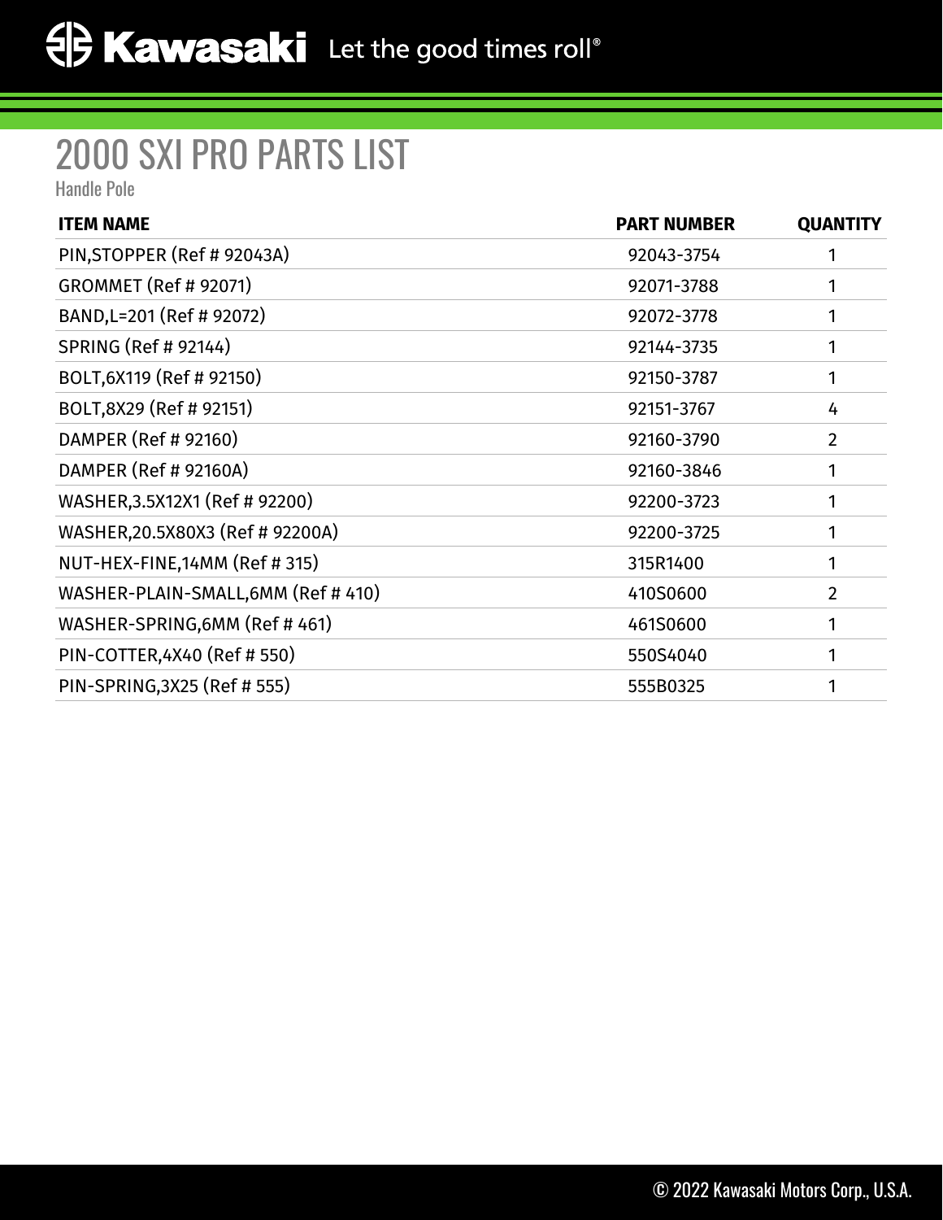# 2000 SXI PRO PARTS LIST

Handle Pole

| ITEM NAME | PART NUMBER | QUANTITY |
|---|---|---|
| PIN,STOPPER (Ref # 92043A) | 92043-3754 | 1 |
| GROMMET (Ref # 92071) | 92071-3788 | 1 |
| BAND,L=201 (Ref # 92072) | 92072-3778 | 1 |
| SPRING (Ref # 92144) | 92144-3735 | 1 |
| BOLT,6X119 (Ref # 92150) | 92150-3787 | 1 |
| BOLT,8X29 (Ref # 92151) | 92151-3767 | 4 |
| DAMPER (Ref # 92160) | 92160-3790 | 2 |
| DAMPER (Ref # 92160A) | 92160-3846 | 1 |
| WASHER,3.5X12X1 (Ref # 92200) | 92200-3723 | 1 |
| WASHER,20.5X80X3 (Ref # 92200A) | 92200-3725 | 1 |
| NUT-HEX-FINE,14MM (Ref # 315) | 315R1400 | 1 |
| WASHER-PLAIN-SMALL,6MM (Ref # 410) | 410S0600 | 2 |
| WASHER-SPRING,6MM (Ref # 461) | 461S0600 | 1 |
| PIN-COTTER,4X40 (Ref # 550) | 550S4040 | 1 |
| PIN-SPRING,3X25 (Ref # 555) | 555B0325 | 1 |